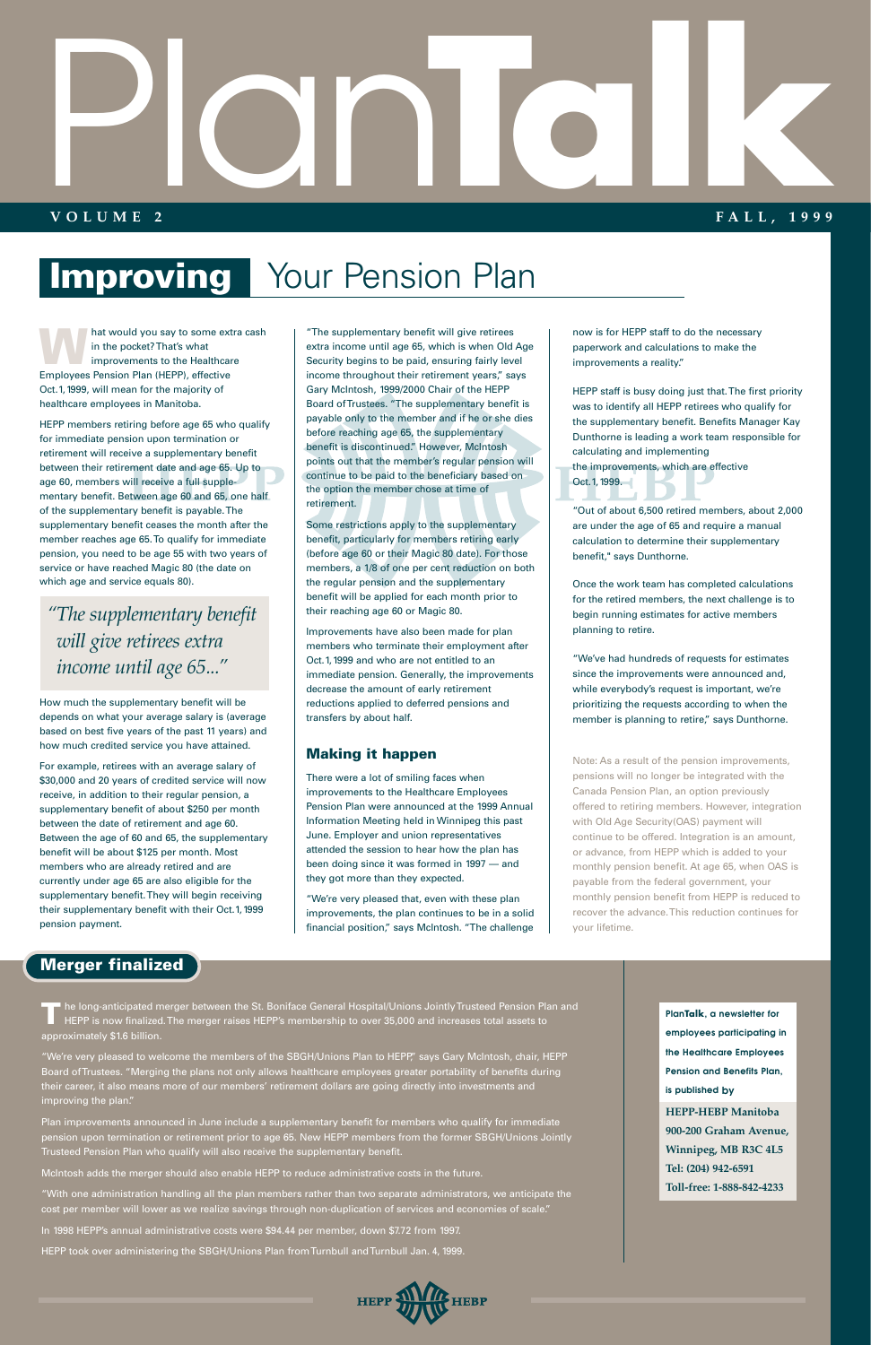# PlanTalk

**VOLUME 2** **FALL, 1999**

## Improving Your Pension Plan

What would you say to some extra cash in the pocket? That's what improvements to the Healthcare Employees Pension Plan (HEPP), effective Oct. 1, 1999, will mean for the majority of healthcare employees in Manitoba.

HEPP members retiring before age 65 who qualify for immediate pension upon termination or retirement will receive a supplementary benefit between their retirement date and age 65. Up to age 60, members will receive a full supplementary benefit. Between age 60 and 65, one half of the supplementary benefit is payable. The supplementary benefit ceases the month after the member reaches age 65. To qualify for immediate pension, you need to be age 55 with two years of service or have reached Magic 80 (the date on which age and service equals 80).

> *"The supplementary benefit will give retirees extra income until age 65..."*

How much the supplementary benefit will be depends on what your average salary is (average based on best five years of the past 11 years) and how much credited service you have attained.

For example, retirees with an average salary of $30,000 and 20 years of credited service will now receive, in addition to their regular pension, a supplementary benefit of about $250 per month between the date of retirement and age 60. Between the age of 60 and 65, the supplementary benefit will be about $125 per month. Most members who are already retired and are currently under age 65 are also eligible for the supplementary benefit. They will begin receiving their supplementary benefit with their Oct. 1, 1999 pension payment.

"The supplementary benefit will give retirees extra income until age 65, which is when Old Age Security begins to be paid, ensuring fairly level income throughout their retirement years," says Gary McIntosh, 1999/2000 Chair of the HEPP Board of Trustees. "The supplementary benefit is payable only to the member and if he or she dies before reaching age 65, the supplementary benefit is discontinued." However, McIntosh points out that the member's regular pension will continue to be paid to the beneficiary based on the option the member chose at time of retirement.

Some restrictions apply to the supplementary benefit, particularly for members retiring early (before age 60 or their Magic 80 date). For those members, a 1/8 of one per cent reduction on both the regular pension and the supplementary benefit will be applied for each month prior to their reaching age 60 or Magic 80.

Improvements have also been made for plan members who terminate their employment after Oct. 1, 1999 and who are not entitled to an immediate pension. Generally, the improvements decrease the amount of early retirement reductions applied to deferred pensions and transfers by about half.

### Making it happen

There were a lot of smiling faces when improvements to the Healthcare Employees Pension Plan were announced at the 1999 Annual Information Meeting held in Winnipeg this past June. Employer and union representatives attended the session to hear how the plan has been doing since it was formed in 1997 — and they got more than they expected.

"We're very pleased that, even with these plan improvements, the plan continues to be in a solid financial position," says McIntosh. "The challenge now is for HEPP staff to do the necessary paperwork and calculations to make the improvements a reality."

HEPP staff is busy doing just that. The first priority was to identify all HEPP retirees who qualify for the supplementary benefit. Benefits Manager Kay Dunthorne is leading a work team responsible for calculating and implementing the improvements, which are effective Oct. 1, 1999.

"Out of about 6,500 retired members, about 2,000 are under the age of 65 and require a manual calculation to determine their supplementary benefit," says Dunthorne.

Once the work team has completed calculations for the retired members, the next challenge is to begin running estimates for active members planning to retire.

"We've had hundreds of requests for estimates since the improvements were announced and, while everybody's request is important, we're prioritizing the requests according to when the member is planning to retire," says Dunthorne.

Note: As a result of the pension improvements, pensions will no longer be integrated with the Canada Pension Plan, an option previously offered to retiring members. However, integration with Old Age Security (OAS) payment will continue to be offered. Integration is an amount, or advance, from HEPP which is added to your monthly pension benefit. At age 65, when OAS is payable from the federal government, your monthly pension benefit from HEPP is reduced to recover the advance. This reduction continues for your lifetime.

## Merger finalized

The long-anticipated merger between the St. Boniface General Hospital/Unions Jointly Trusteed Pension Plan and HEPP is now finalized. The merger raises HEPP's membership to over 35,000 and increases total assets to approximately $1.6 billion.

"We're very pleased to welcome the members of the SBGH/Unions Plan to HEPP," says Gary McIntosh, chair, HEPP Board of Trustees. "Merging the plans not only allows healthcare employees greater portability of benefits during their career, it also means more of our members' retirement dollars are going directly into investments and improving the plan."

Plan improvements announced in June include a supplementary benefit for members who qualify for immediate pension upon termination or retirement prior to age 65. New HEPP members from the former SBGH/Unions Jointly Trusteed Pension Plan who qualify will also receive the supplementary benefit.

McIntosh adds the merger should also enable HEPP to reduce administrative costs in the future.

"With one administration handling all the plan members rather than two separate administrators, we anticipate the cost per member will lower as we realize savings through non-duplication of services and economies of scale."

In 1998 HEPP's annual administrative costs were $94.44 per member, down $7.72 from 1997.

HEPP took over administering the SBGH/Unions Plan from Turnbull and Turnbull Jan. 4, 1999.

PlanTalk, a newsletter for employees participating in the Healthcare Employees Pension and Benefits Plan, is published by

**HEPP-HEBP Manitoba**
**900-200 Graham Avenue,**
**Winnipeg, MB R3C 4L5**
**Tel: (204) 942-6591**
**Toll-free: 1-888-842-4233**

HEPP HEBP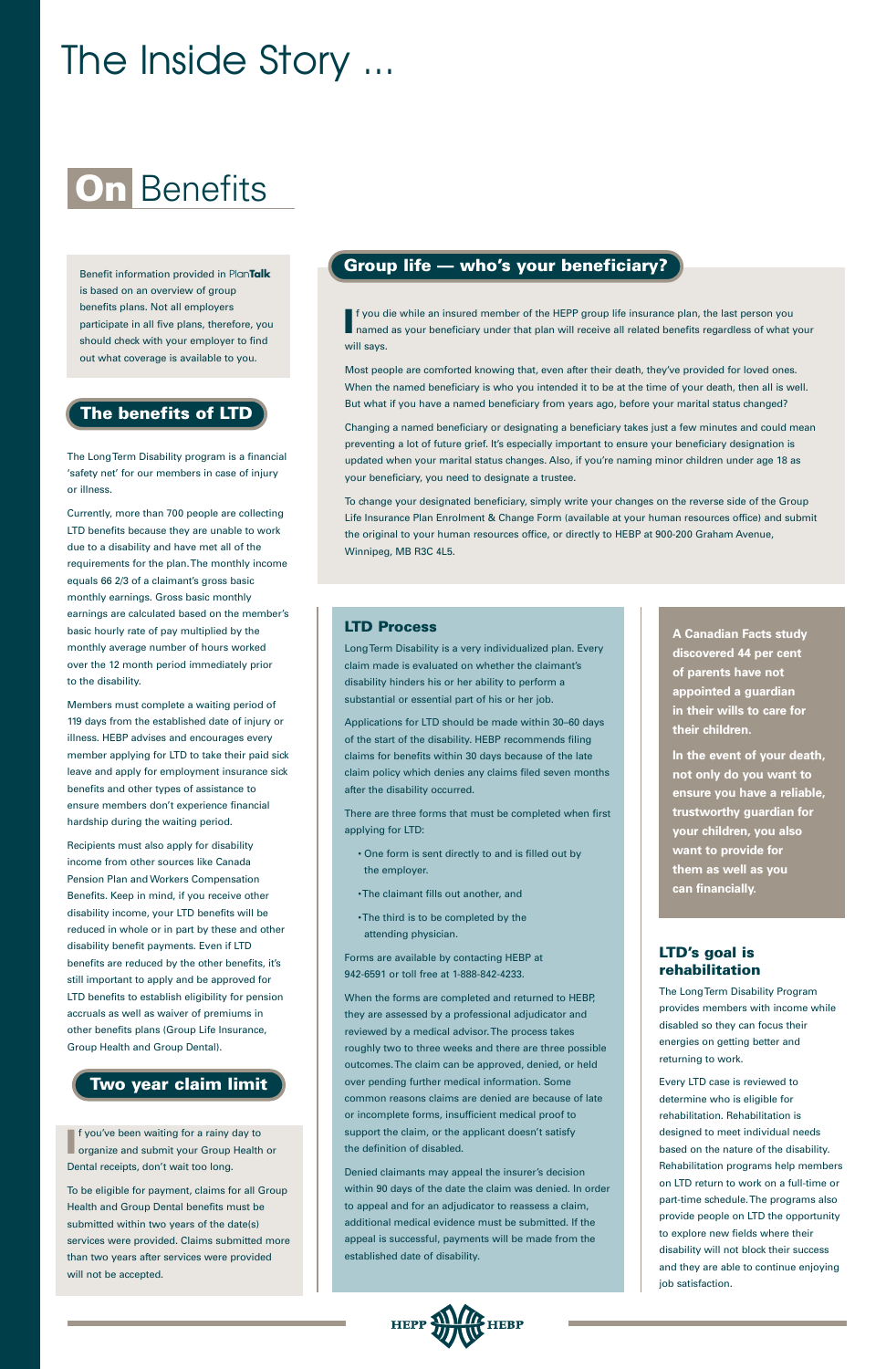# The Inside Story ...

## On Benefits

Benefit information provided in PlanTalk is based on an overview of group benefits plans. Not all employers participate in all five plans, therefore, you should check with your employer to find out what coverage is available to you.

### The benefits of LTD

The Long Term Disability program is a financial 'safety net' for our members in case of injury or illness.

Currently, more than 700 people are collecting LTD benefits because they are unable to work due to a disability and have met all of the requirements for the plan. The monthly income equals 66 2/3 of a claimant's gross basic monthly earnings. Gross basic monthly earnings are calculated based on the member's basic hourly rate of pay multiplied by the monthly average number of hours worked over the 12 month period immediately prior to the disability.

Members must complete a waiting period of 119 days from the established date of injury or illness. HEBP advises and encourages every member applying for LTD to take their paid sick leave and apply for employment insurance sick benefits and other types of assistance to ensure members don't experience financial hardship during the waiting period.

Recipients must also apply for disability income from other sources like Canada Pension Plan and Workers Compensation Benefits. Keep in mind, if you receive other disability income, your LTD benefits will be reduced in whole or in part by these and other disability benefit payments. Even if LTD benefits are reduced by the other benefits, it's still important to apply and be approved for LTD benefits to establish eligibility for pension accruals as well as waiver of premiums in other benefits plans (Group Life Insurance, Group Health and Group Dental).

### Two year claim limit

If you've been waiting for a rainy day to organize and submit your Group Health or Dental receipts, don't wait too long.

To be eligible for payment, claims for all Group Health and Group Dental benefits must be submitted within two years of the date(s) services were provided. Claims submitted more than two years after services were provided will not be accepted.

### Group life — who's your beneficiary?

If you die while an insured member of the HEPP group life insurance plan, the last person you named as your beneficiary under that plan will receive all related benefits regardless of what your will says.

Most people are comforted knowing that, even after their death, they've provided for loved ones. When the named beneficiary is who you intended it to be at the time of your death, then all is well. But what if you have a named beneficiary from years ago, before your marital status changed?

Changing a named beneficiary or designating a beneficiary takes just a few minutes and could mean preventing a lot of future grief. It's especially important to ensure your beneficiary designation is updated when your marital status changes. Also, if you're naming minor children under age 18 as your beneficiary, you need to designate a trustee.

To change your designated beneficiary, simply write your changes on the reverse side of the Group Life Insurance Plan Enrolment & Change Form (available at your human resources office) and submit the original to your human resources office, or directly to HEBP at 900-200 Graham Avenue, Winnipeg, MB R3C 4L5.

### LTD Process

Long Term Disability is a very individualized plan. Every claim made is evaluated on whether the claimant's disability hinders his or her ability to perform a substantial or essential part of his or her job.

Applications for LTD should be made within 30–60 days of the start of the disability. HEBP recommends filing claims for benefits within 30 days because of the late claim policy which denies any claims filed seven months after the disability occurred.

There are three forms that must be completed when first applying for LTD:

- One form is sent directly to and is filled out by the employer.
- The claimant fills out another, and
- The third is to be completed by the attending physician.

Forms are available by contacting HEBP at 942-6591 or toll free at 1-888-842-4233.

When the forms are completed and returned to HEBP, they are assessed by a professional adjudicator and reviewed by a medical advisor. The process takes roughly two to three weeks and there are three possible outcomes. The claim can be approved, denied, or held over pending further medical information. Some common reasons claims are denied are because of late or incomplete forms, insufficient medical proof to support the claim, or the applicant doesn't satisfy the definition of disabled.

Denied claimants may appeal the insurer's decision within 90 days of the date the claim was denied. In order to appeal and for an adjudicator to reassess a claim, additional medical evidence must be submitted. If the appeal is successful, payments will be made from the established date of disability.

**A Canadian Facts study discovered 44 per cent of parents have not appointed a guardian in their wills to care for their children.**

**In the event of your death, not only do you want to ensure you have a reliable, trustworthy guardian for your children, you also want to provide for them as well as you can financially.**

### LTD's goal is rehabilitation

The Long Term Disability Program provides members with income while disabled so they can focus their energies on getting better and returning to work.

Every LTD case is reviewed to determine who is eligible for rehabilitation. Rehabilitation is designed to meet individual needs based on the nature of the disability. Rehabilitation programs help members on LTD return to work on a full-time or part-time schedule. The programs also provide people on LTD the opportunity to explore new fields where their disability will not block their success and they are able to continue enjoying job satisfaction.

HEPP HEBP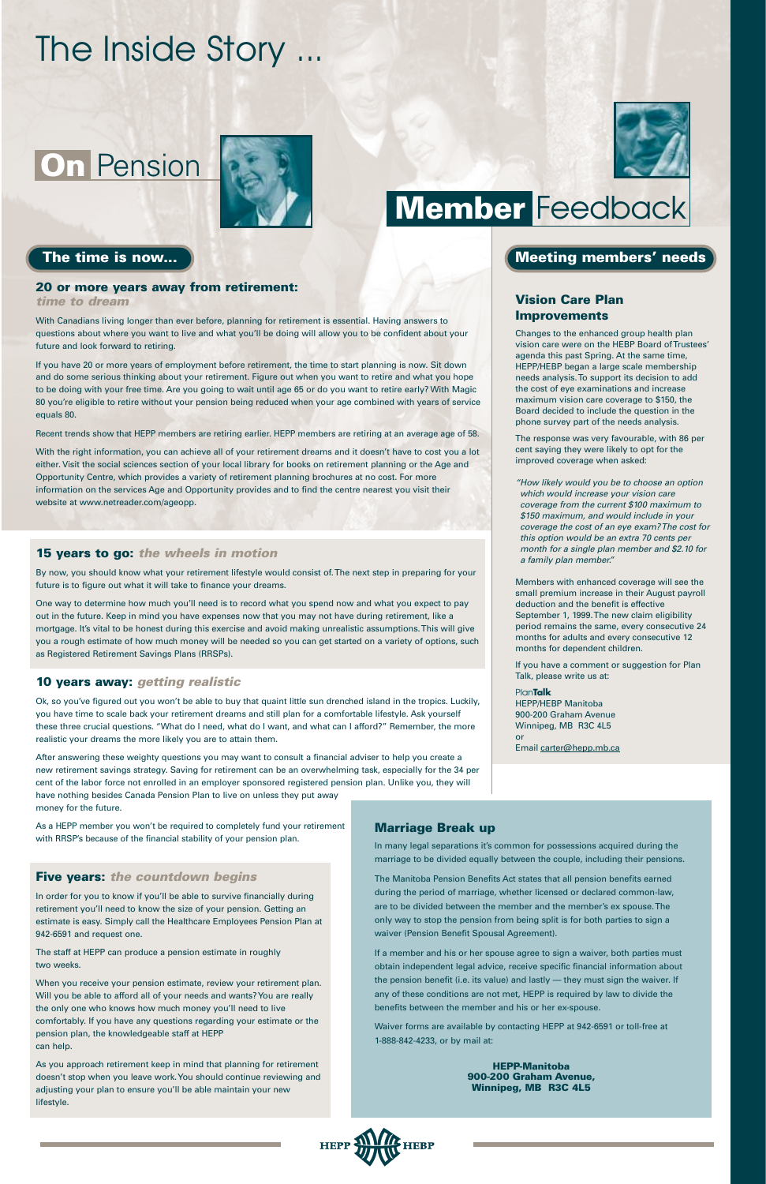# The Inside Story ...

## On Pension

### The time is now...

#### 20 or more years away from retirement: *time to dream*

With Canadians living longer than ever before, planning for retirement is essential. Having answers to questions about where you want to live and what you'll be doing will allow you to be confident about your future and look forward to retiring.

If you have 20 or more years of employment before retirement, the time to start planning is now. Sit down and do some serious thinking about your retirement. Figure out when you want to retire and what you hope to be doing with your free time. Are you going to wait until age 65 or do you want to retire early? With Magic 80 you're eligible to retire without your pension being reduced when your age combined with years of service equals 80.

Recent trends show that HEPP members are retiring earlier. HEPP members are retiring at an average age of 58.

With the right information, you can achieve all of your retirement dreams and it doesn't have to cost you a lot either. Visit the social sciences section of your local library for books on retirement planning or the Age and Opportunity Centre, which provides a variety of retirement planning brochures at no cost. For more information on the services Age and Opportunity provides and to find the centre nearest you visit their website at www.netreader.com/ageopp.

#### 15 years to go: *the wheels in motion*

By now, you should know what your retirement lifestyle would consist of. The next step in preparing for your future is to figure out what it will take to finance your dreams.

One way to determine how much you'll need is to record what you spend now and what you expect to pay out in the future. Keep in mind you have expenses now that you may not have during retirement, like a mortgage. It's vital to be honest during this exercise and avoid making unrealistic assumptions. This will give you a rough estimate of how much money will be needed so you can get started on a variety of options, such as Registered Retirement Savings Plans (RRSPs).

#### 10 years away: *getting realistic*

Ok, so you've figured out you won't be able to buy that quaint little sun drenched island in the tropics. Luckily, you have time to scale back your retirement dreams and still plan for a comfortable lifestyle. Ask yourself these three crucial questions. "What do I need, what do I want, and what can I afford?" Remember, the more realistic your dreams the more likely you are to attain them.

After answering these weighty questions you may want to consult a financial adviser to help you create a new retirement savings strategy. Saving for retirement can be an overwhelming task, especially for the 34 per cent of the labor force not enrolled in an employer sponsored registered pension plan. Unlike you, they will have nothing besides Canada Pension Plan to live on unless they put away money for the future.

As a HEPP member you won't be required to completely fund your retirement with RRSP's because of the financial stability of your pension plan.

#### Five years: *the countdown begins*

In order for you to know if you'll be able to survive financially during retirement you'll need to know the size of your pension. Getting an estimate is easy. Simply call the Healthcare Employees Pension Plan at 942-6591 and request one.

The staff at HEPP can produce a pension estimate in roughly two weeks.

When you receive your pension estimate, review your retirement plan. Will you be able to afford all of your needs and wants? You are really the only one who knows how much money you'll need to live comfortably. If you have any questions regarding your estimate or the pension plan, the knowledgeable staff at HEPP can help.

As you approach retirement keep in mind that planning for retirement doesn't stop when you leave work. You should continue reviewing and adjusting your plan to ensure you'll be able maintain your new lifestyle.

## Member Feedback

### Meeting members' needs

#### Vision Care Plan Improvements

Changes to the enhanced group health plan vision care were on the HEBP Board of Trustees' agenda this past Spring. At the same time, HEPP/HEBP began a large scale membership needs analysis. To support its decision to add the cost of eye examinations and increase maximum vision care coverage to $150, the Board decided to include the question in the phone survey part of the needs analysis.

The response was very favourable, with 86 per cent saying they were likely to opt for the improved coverage when asked:

> *"How likely would you be to choose an option which would increase your vision care coverage from the current $100 maximum to $150 maximum, and would include in your coverage the cost of an eye exam? The cost for this option would be an extra 70 cents per month for a single plan member and $2.10 for a family plan member."*

Members with enhanced coverage will see the small premium increase in their August payroll deduction and the benefit is effective September 1, 1999. The new claim eligibility period remains the same, every consecutive 24 months for adults and every consecutive 12 months for dependent children.

If you have a comment or suggestion for Plan Talk, please write us at:

Plan**Talk**
HEPP/HEBP Manitoba
900-200 Graham Avenue
Winnipeg, MB R3C 4L5
or
Email carter@hepp.mb.ca

#### Marriage Break up

In many legal separations it's common for possessions acquired during the marriage to be divided equally between the couple, including their pensions.

The Manitoba Pension Benefits Act states that all pension benefits earned during the period of marriage, whether licensed or declared common-law, are to be divided between the member and the member's ex spouse. The only way to stop the pension from being split is for both parties to sign a waiver (Pension Benefit Spousal Agreement).

If a member and his or her spouse agree to sign a waiver, both parties must obtain independent legal advice, receive specific financial information about the pension benefit (i.e. its value) and lastly — they must sign the waiver. If any of these conditions are not met, HEPP is required by law to divide the benefits between the member and his or her ex-spouse.

Waiver forms are available by contacting HEPP at 942-6591 or toll-free at 1-888-842-4233, or by mail at:

**HEPP-Manitoba**
**900-200 Graham Avenue,**
**Winnipeg, MB R3C 4L5**

HEPP HEBP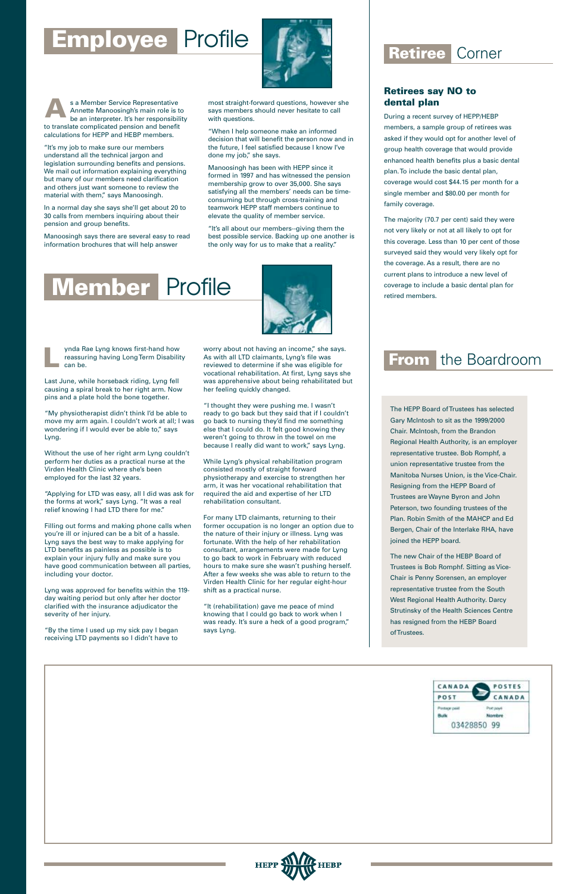# Employee Profile

As a Member Service Representative Annette Manoosingh's main role is to be an interpreter. It's her responsibility to translate complicated pension and benefit calculations for HEPP and HEBP members.

"It's my job to make sure our members understand all the technical jargon and legislation surrounding benefits and pensions. We mail out information explaining everything but many of our members need clarification and others just want someone to review the material with them," says Manoosingh.

In a normal day she says she'll get about 20 to 30 calls from members inquiring about their pension and group benefits.

Manoosingh says there are several easy to read information brochures that will help answer most straight-forward questions, however she says members should never hesitate to call with questions.

"When I help someone make an informed decision that will benefit the person now and in the future, I feel satisfied because I know I've done my job," she says.

Manoosingh has been with HEPP since it formed in 1997 and has witnessed the pension membership grow to over 35,000. She says satisfying all the members' needs can be time-consuming but through cross-training and teamwork HEPP staff members continue to elevate the quality of member service.

"It's all about our members--giving them the best possible service. Backing up one another is the only way for us to make that a reality."

# Member Profile

Lynda Rae Lyng knows first-hand how reassuring having Long Term Disability can be.

Last June, while horseback riding, Lyng fell causing a spiral break to her right arm. Now pins and a plate hold the bone together.

"My physiotherapist didn't think I'd be able to move my arm again. I couldn't work at all; I was wondering if I would ever be able to," says Lyng.

Without the use of her right arm Lyng couldn't perform her duties as a practical nurse at the Virden Health Clinic where she's been employed for the last 32 years.

"Applying for LTD was easy, all I did was ask for the forms at work," says Lyng. "It was a real relief knowing I had LTD there for me."

Filling out forms and making phone calls when you're ill or injured can be a bit of a hassle. Lyng says the best way to make applying for LTD benefits as painless as possible is to explain your injury fully and make sure you have good communication between all parties, including your doctor.

Lyng was approved for benefits within the 119-day waiting period but only after her doctor clarified with the insurance adjudicator the severity of her injury.

"By the time I used up my sick pay I began receiving LTD payments so I didn't have to worry about not having an income," she says. As with all LTD claimants, Lyng's file was reviewed to determine if she was eligible for vocational rehabilitation. At first, Lyng says she was apprehensive about being rehabilitated but her feeling quickly changed.

"I thought they were pushing me. I wasn't ready to go back but they said that if I couldn't go back to nursing they'd find me something else that I could do. It felt good knowing they weren't going to throw in the towel on me because I really did want to work," says Lyng.

While Lyng's physical rehabilitation program consisted mostly of straight forward physiotherapy and exercise to strengthen her arm, it was her vocational rehabilitation that required the aid and expertise of her LTD rehabilitation consultant.

For many LTD claimants, returning to their former occupation is no longer an option due to the nature of their injury or illness. Lyng was fortunate. With the help of her rehabilitation consultant, arrangements were made for Lyng to go back to work in February with reduced hours to make sure she wasn't pushing herself. After a few weeks she was able to return to the Virden Health Clinic for her regular eight-hour shift as a practical nurse.

"It (rehabilitation) gave me peace of mind knowing that I could go back to work when I was ready. It's sure a heck of a good program," says Lyng.

# Retiree Corner

### Retirees say NO to dental plan

During a recent survey of HEPP/HEBP members, a sample group of retirees was asked if they would opt for another level of group health coverage that would provide enhanced health benefits plus a basic dental plan. To include the basic dental plan, coverage would cost $44.15 per month for a single member and $80.00 per month for family coverage.

The majority (70.7 per cent) said they were not very likely or not at all likely to opt for this coverage. Less than 10 per cent of those surveyed said they would very likely opt for the coverage. As a result, there are no current plans to introduce a new level of coverage to include a basic dental plan for retired members.

# From the Boardroom

The HEPP Board of Trustees has selected Gary McIntosh to sit as the 1999/2000 Chair. McIntosh, from the Brandon Regional Health Authority, is an employer representative trustee. Bob Romphf, a union representative trustee from the Manitoba Nurses Union, is the Vice-Chair. Resigning from the HEPP Board of Trustees are Wayne Byron and John Peterson, two founding trustees of the Plan. Robin Smith of the MAHCP and Ed Bergen, Chair of the Interlake RHA, have joined the HEPP board.

The new Chair of the HEBP Board of Trustees is Bob Romphf. Sitting as Vice-Chair is Penny Sorensen, an employer representative trustee from the South West Regional Health Authority. Darcy Strutinsky of the Health Sciences Centre has resigned from the HEBP Board of Trustees.

CANADA POST / POSTES CANADA
Postage paid / Port payé
Bulk / Nombre
03428850 99

HEPP HEBP